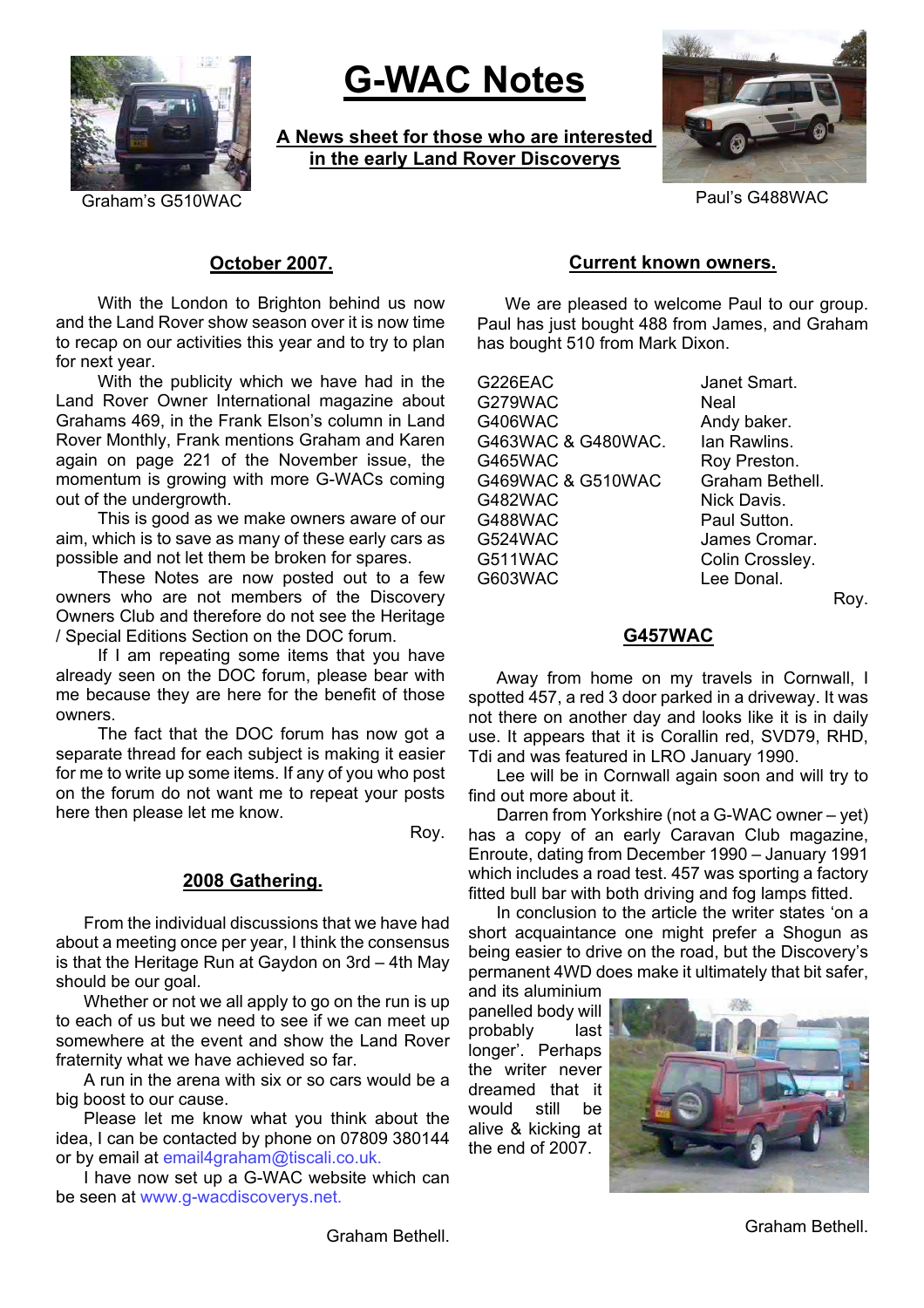Graham's G510WAC

# G-WAC Notes

**A News sheet for those who are interested in the early Land Rover Discoverys**

Paul's G488WAC

## October 2007.

With the London to Brighton behind us now and the Land Rover show season over it is now time to recap on our activities this year and to try to plan for next year.

With the publicity which we have had in the Land Rover Owner International magazine about Grahams 469, in the Frank Elson's column in Land Rover Monthly, Frank mentions Graham and Karen again on page 221 of the November issue, the momentum is growing with more G-WACs coming out of the undergrowth.

This is good as we make owners aware of our aim, which is to save as many of these early cars as possible and not let them be broken for spares.

These Notes are now posted out to a few owners who are not members of the Discovery Owners Club and therefore do not see the Heritage / Special Editions Section on the DOC forum.

If I am repeating some items that you have already seen on the DOC forum, please bear with me because they are here for the benefit of those owners.

The fact that the DOC forum has now got a separate thread for each subject is making it easier for me to write up some items. If any of you who post on the forum do not want me to repeat your posts here then please let me know.

Roy.

## 2008 Gathering.

From the individual discussions that we have had about a meeting once per year, I think the consensus is that the Heritage Run at Gaydon on 3rd – 4th May should be our goal.

Whether or not we all apply to go on the run is up to each of us but we need to see if we can meet up somewhere at the event and show the Land Rover fraternity what we have achieved so far.

A run in the arena with six or so cars would be a big boost to our cause.

Please let me know what you think about the idea, I can be contacted by phone on 07809 380144 or by email at email4graham@tiscali.co.uk.

I have now set up a G-WAC website which can be seen at www.g-wacdiscoverys.net.

Graham Bethell.

## Current known owners.

We are pleased to welcome Paul to our group. Paul has just bought 488 from James, and Graham has bought 510 from Mark Dixon.

| Vehicle | Owner |
|---|---|
| G226EAC | Janet Smart. |
| G279WAC | Neal |
| G406WAC | Andy baker. |
| G463WAC & G480WAC. | Ian Rawlins. |
| G465WAC | Roy Preston. |
| G469WAC & G510WAC | Graham Bethell. |
| G482WAC | Nick Davis. |
| G488WAC | Paul Sutton. |
| G524WAC | James Cromar. |
| G511WAC | Colin Crossley. |
| G603WAC | Lee Donal. |

Roy.

## G457WAC

Away from home on my travels in Cornwall, I spotted 457, a red 3 door parked in a driveway. It was not there on another day and looks like it is in daily use. It appears that it is Corallin red, SVD79, RHD, Tdi and was featured in LRO January 1990.

Lee will be in Cornwall again soon and will try to find out more about it.

Darren from Yorkshire (not a G-WAC owner – yet) has a copy of an early Caravan Club magazine, Enroute, dating from December 1990 – January 1991 which includes a road test. 457 was sporting a factory fitted bull bar with both driving and fog lamps fitted.

In conclusion to the article the writer states 'on a short acquaintance one might prefer a Shogun as being easier to drive on the road, but the Discovery's permanent 4WD does make it ultimately that bit safer, and its aluminium panelled body will probably last longer'. Perhaps the writer never dreamed that it would still be alive & kicking at the end of 2007.

Graham Bethell.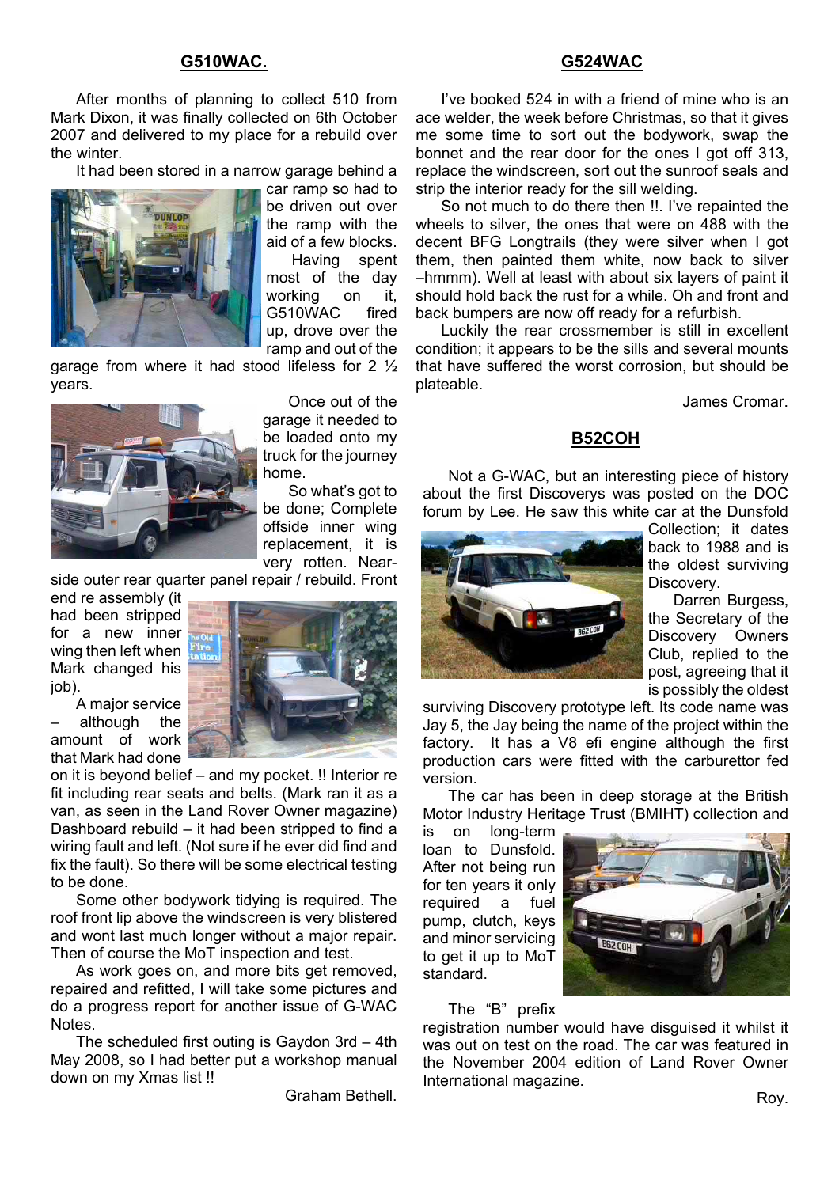## G510WAC.

After months of planning to collect 510 from Mark Dixon, it was finally collected on 6th October 2007 and delivered to my place for a rebuild over the winter.

It had been stored in a narrow garage behind a car ramp so had to be driven out over the ramp with the aid of a few blocks.

Having spent most of the day working on it, G510WAC fired up, drove over the ramp and out of the garage from where it had stood lifeless for 2 ½ years.

Once out of the garage it needed to be loaded onto my truck for the journey home.

So what's got to be done; Complete offside inner wing replacement, it is very rotten. Near-side outer rear quarter panel repair / rebuild. Front end re assembly (it had been stripped for a new inner wing then left when Mark changed his job).

A major service – although the amount of work that Mark had done on it is beyond belief – and my pocket. !! Interior re fit including rear seats and belts. (Mark ran it as a van, as seen in the Land Rover Owner magazine) Dashboard rebuild – it had been stripped to find a wiring fault and left. (Not sure if he ever did find and fix the fault). So there will be some electrical testing to be done.

Some other bodywork tidying is required. The roof front lip above the windscreen is very blistered and wont last much longer without a major repair. Then of course the MoT inspection and test.

As work goes on, and more bits get removed, repaired and refitted, I will take some pictures and do a progress report for another issue of G-WAC Notes.

The scheduled first outing is Gaydon 3rd – 4th May 2008, so I had better put a workshop manual down on my Xmas list !!

Graham Bethell.

## G524WAC

I've booked 524 in with a friend of mine who is an ace welder, the week before Christmas, so that it gives me some time to sort out the bodywork, swap the bonnet and the rear door for the ones I got off 313, replace the windscreen, sort out the sunroof seals and strip the interior ready for the sill welding.

So not much to do there then !!. I've repainted the wheels to silver, the ones that were on 488 with the decent BFG Longtrails (they were silver when I got them, then painted them white, now back to silver –hmmm). Well at least with about six layers of paint it should hold back the rust for a while. Oh and front and back bumpers are now off ready for a refurbish.

Luckily the rear crossmember is still in excellent condition; it appears to be the sills and several mounts that have suffered the worst corrosion, but should be plateable.

James Cromar.

## B52COH

Not a G-WAC, but an interesting piece of history about the first Discoverys was posted on the DOC forum by Lee. He saw this white car at the Dunsfold Collection; it dates back to 1988 and is the oldest surviving Discovery.

Darren Burgess, the Secretary of the Discovery Owners Club, replied to the post, agreeing that it is possibly the oldest surviving Discovery prototype left. Its code name was Jay 5, the Jay being the name of the project within the factory. It has a V8 efi engine although the first production cars were fitted with the carburettor fed version.

The car has been in deep storage at the British Motor Industry Heritage Trust (BMIHT) collection and is on long-term loan to Dunsfold. After not being run for ten years it only required a fuel pump, clutch, keys and minor servicing to get it up to MoT standard.

The "B" prefix registration number would have disguised it whilst it was out on test on the road. The car was featured in the November 2004 edition of Land Rover Owner International magazine.

Roy.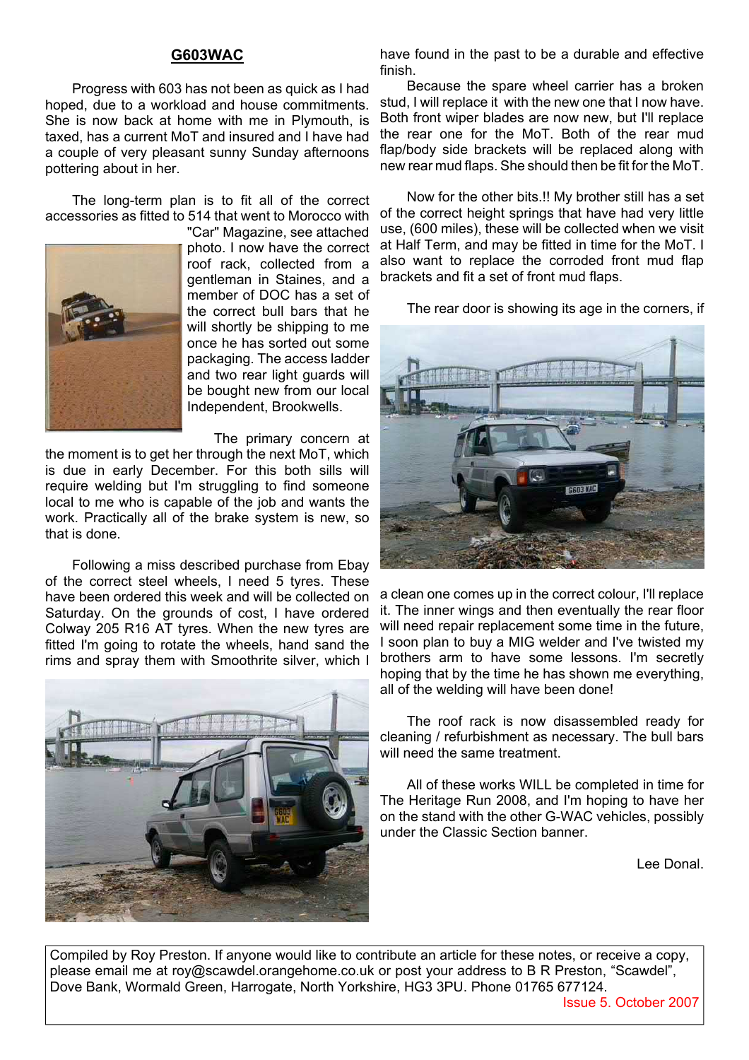## G603WAC

Progress with 603 has not been as quick as I had hoped, due to a workload and house commitments. She is now back at home with me in Plymouth, is taxed, has a current MoT and insured and I have had a couple of very pleasant sunny Sunday afternoons pottering about in her.

The long-term plan is to fit all of the correct accessories as fitted to 514 that went to Morocco with "Car" Magazine, see attached photo. I now have the correct roof rack, collected from a gentleman in Staines, and a member of DOC has a set of the correct bull bars that he will shortly be shipping to me once he has sorted out some packaging. The access ladder and two rear light guards will be bought new from our local Independent, Brookwells.

The primary concern at the moment is to get her through the next MoT, which is due in early December. For this both sills will require welding but I'm struggling to find someone local to me who is capable of the job and wants the work. Practically all of the brake system is new, so that is done.

Following a miss described purchase from Ebay of the correct steel wheels, I need 5 tyres. These have been ordered this week and will be collected on Saturday. On the grounds of cost, I have ordered Colway 205 R16 AT tyres. When the new tyres are fitted I'm going to rotate the wheels, hand sand the rims and spray them with Smoothrite silver, which I have found in the past to be a durable and effective finish.

Because the spare wheel carrier has a broken stud, I will replace it with the new one that I now have. Both front wiper blades are now new, but I'll replace the rear one for the MoT. Both of the rear mud flap/body side brackets will be replaced along with new rear mud flaps. She should then be fit for the MoT.

Now for the other bits.!! My brother still has a set of the correct height springs that have had very little use, (600 miles), these will be collected when we visit at Half Term, and may be fitted in time for the MoT. I also want to replace the corroded front mud flap brackets and fit a set of front mud flaps.

The rear door is showing its age in the corners, if a clean one comes up in the correct colour, I'll replace it. The inner wings and then eventually the rear floor will need repair replacement some time in the future, I soon plan to buy a MIG welder and I've twisted my brothers arm to have some lessons. I'm secretly hoping that by the time he has shown me everything, all of the welding will have been done!

The roof rack is now disassembled ready for cleaning / refurbishment as necessary. The bull bars will need the same treatment.

All of these works WILL be completed in time for The Heritage Run 2008, and I'm hoping to have her on the stand with the other G-WAC vehicles, possibly under the Classic Section banner.

Lee Donal.

Compiled by Roy Preston. If anyone would like to contribute an article for these notes, or receive a copy, please email me at roy@scawdel.orangehome.co.uk or post your address to B R Preston, "Scawdel", Dove Bank, Wormald Green, Harrogate, North Yorkshire, HG3 3PU. Phone 01765 677124.

Issue 5. October 2007